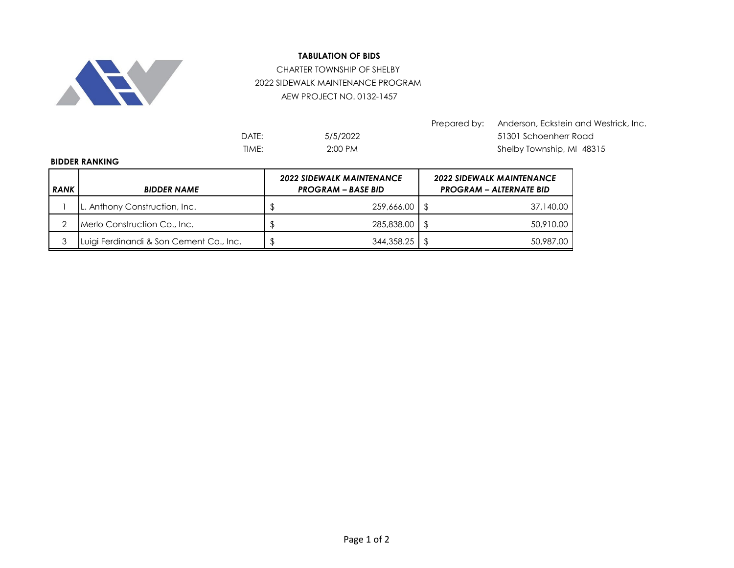**TABULATION OF BIDS**

CHARTER TOWNSHIP OF SHELBY

2022 SIDEWALK MAINTENANCE PROGRAM

AEW PROJECT NO. 0132-1457

Prepared by: Anderson, Eckstein and Westrick, Inc.
51301 Schoenherr Road
Shelby Township, MI 48315

DATE: 5/5/2022

TIME: 2:00 PM

**BIDDER RANKING**

| ***RANK*** | ***BIDDER NAME*** | ***2022 SIDEWALK MAINTENANCE PROGRAM – BASE BID*** | ***2022 SIDEWALK MAINTENANCE PROGRAM – ALTERNATE BID*** |
|---|---|---|---|
| 1 | L. Anthony Construction, Inc. | $ 259,666.00 | $ 37,140.00 |
| 2 | Merlo Construction Co., Inc. | $ 285,838.00 | $ 50,910.00 |
| 3 | Luigi Ferdinandi & Son Cement Co., Inc. | $ 344,358.25 | $ 50,987.00 |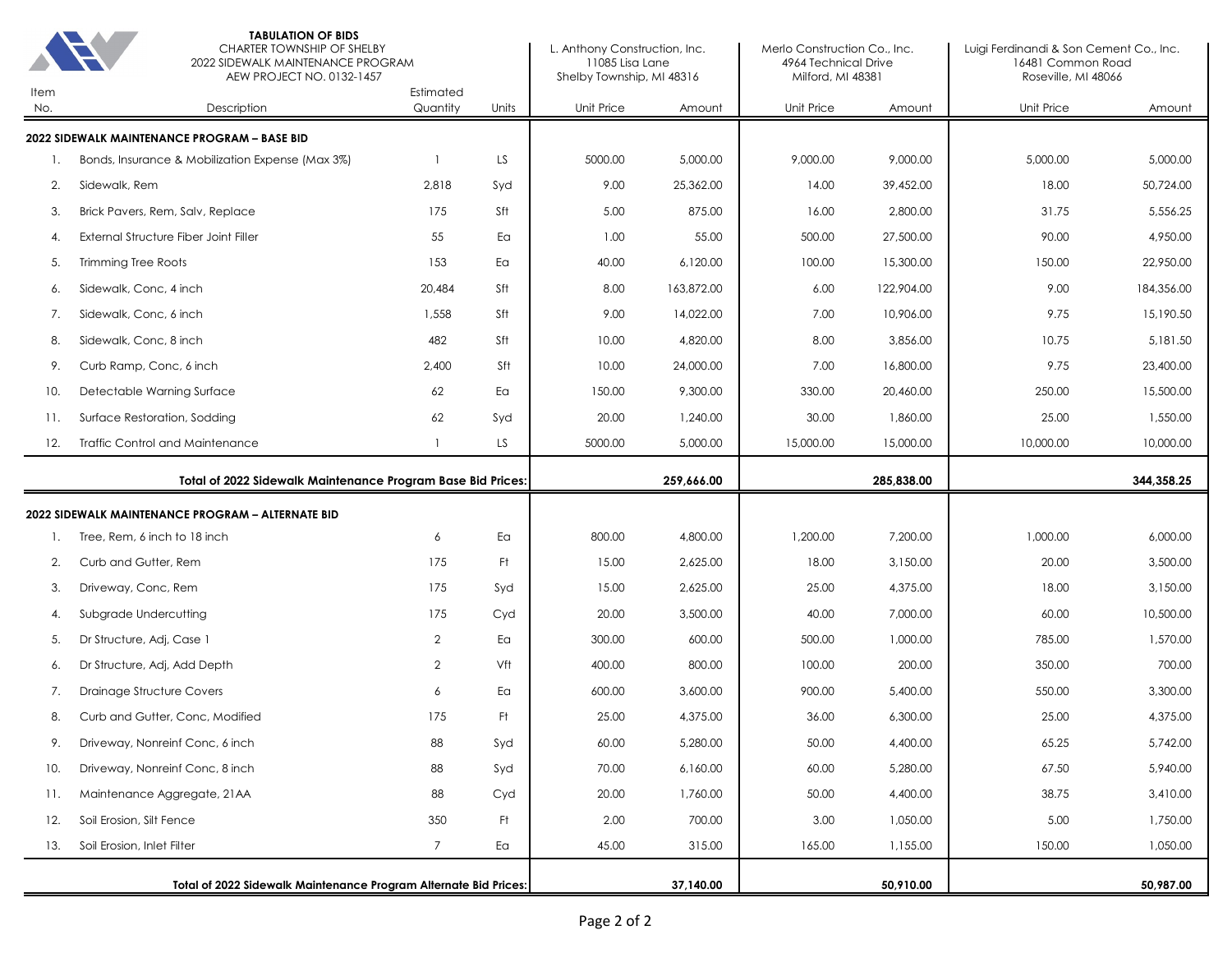**TABULATION OF BIDS**
CHARTER TOWNSHIP OF SHELBY
2022 SIDEWALK MAINTENANCE PROGRAM
AEW PROJECT NO. 0132-1457

| Item No. | Description | Estimated Quantity | Units | L. Anthony Construction, Inc. 11085 Lisa Lane Shelby Township, MI 48316 | | Merlo Construction Co., Inc. 4964 Technical Drive Milford, MI 48381 | | Luigi Ferdinandi & Son Cement Co., Inc. 16481 Common Road Roseville, MI 48066 | |
|---|---|---|---|---|---|---|---|---|---|
| | | | | Unit Price | Amount | Unit Price | Amount | Unit Price | Amount |
| **2022 SIDEWALK MAINTENANCE PROGRAM – BASE BID** | | | | | | | | | |
| 1. | Bonds, Insurance & Mobilization Expense (Max 3%) | 1 | LS | 5000.00 | 5,000.00 | 9,000.00 | 9,000.00 | 5,000.00 | 5,000.00 |
| 2. | Sidewalk, Rem | 2,818 | Syd | 9.00 | 25,362.00 | 14.00 | 39,452.00 | 18.00 | 50,724.00 |
| 3. | Brick Pavers, Rem, Salv, Replace | 175 | Sft | 5.00 | 875.00 | 16.00 | 2,800.00 | 31.75 | 5,556.25 |
| 4. | External Structure Fiber Joint Filler | 55 | Ea | 1.00 | 55.00 | 500.00 | 27,500.00 | 90.00 | 4,950.00 |
| 5. | Trimming Tree Roots | 153 | Ea | 40.00 | 6,120.00 | 100.00 | 15,300.00 | 150.00 | 22,950.00 |
| 6. | Sidewalk, Conc, 4 inch | 20,484 | Sft | 8.00 | 163,872.00 | 6.00 | 122,904.00 | 9.00 | 184,356.00 |
| 7. | Sidewalk, Conc, 6 inch | 1,558 | Sft | 9.00 | 14,022.00 | 7.00 | 10,906.00 | 9.75 | 15,190.50 |
| 8. | Sidewalk, Conc, 8 inch | 482 | Sft | 10.00 | 4,820.00 | 8.00 | 3,856.00 | 10.75 | 5,181.50 |
| 9. | Curb Ramp, Conc, 6 inch | 2,400 | Sft | 10.00 | 24,000.00 | 7.00 | 16,800.00 | 9.75 | 23,400.00 |
| 10. | Detectable Warning Surface | 62 | Ea | 150.00 | 9,300.00 | 330.00 | 20,460.00 | 250.00 | 15,500.00 |
| 11. | Surface Restoration, Sodding | 62 | Syd | 20.00 | 1,240.00 | 30.00 | 1,860.00 | 25.00 | 1,550.00 |
| 12. | Traffic Control and Maintenance | 1 | LS | 5000.00 | 5,000.00 | 15,000.00 | 15,000.00 | 10,000.00 | 10,000.00 |
| | **Total of 2022 Sidewalk Maintenance Program Base Bid Prices:** | | | | **259,666.00** | | **285,838.00** | | **344,358.25** |
| **2022 SIDEWALK MAINTENANCE PROGRAM – ALTERNATE BID** | | | | | | | | | |
| 1. | Tree, Rem, 6 inch to 18 inch | 6 | Ea | 800.00 | 4,800.00 | 1,200.00 | 7,200.00 | 1,000.00 | 6,000.00 |
| 2. | Curb and Gutter, Rem | 175 | Ft | 15.00 | 2,625.00 | 18.00 | 3,150.00 | 20.00 | 3,500.00 |
| 3. | Driveway, Conc, Rem | 175 | Syd | 15.00 | 2,625.00 | 25.00 | 4,375.00 | 18.00 | 3,150.00 |
| 4. | Subgrade Undercutting | 175 | Cyd | 20.00 | 3,500.00 | 40.00 | 7,000.00 | 60.00 | 10,500.00 |
| 5. | Dr Structure, Adj, Case 1 | 2 | Ea | 300.00 | 600.00 | 500.00 | 1,000.00 | 785.00 | 1,570.00 |
| 6. | Dr Structure, Adj, Add Depth | 2 | Vft | 400.00 | 800.00 | 100.00 | 200.00 | 350.00 | 700.00 |
| 7. | Drainage Structure Covers | 6 | Ea | 600.00 | 3,600.00 | 900.00 | 5,400.00 | 550.00 | 3,300.00 |
| 8. | Curb and Gutter, Conc, Modified | 175 | Ft | 25.00 | 4,375.00 | 36.00 | 6,300.00 | 25.00 | 4,375.00 |
| 9. | Driveway, Nonreinf Conc, 6 inch | 88 | Syd | 60.00 | 5,280.00 | 50.00 | 4,400.00 | 65.25 | 5,742.00 |
| 10. | Driveway, Nonreinf Conc, 8 inch | 88 | Syd | 70.00 | 6,160.00 | 60.00 | 5,280.00 | 67.50 | 5,940.00 |
| 11. | Maintenance Aggregate, 21AA | 88 | Cyd | 20.00 | 1,760.00 | 50.00 | 4,400.00 | 38.75 | 3,410.00 |
| 12. | Soil Erosion, Silt Fence | 350 | Ft | 2.00 | 700.00 | 3.00 | 1,050.00 | 5.00 | 1,750.00 |
| 13. | Soil Erosion, Inlet Filter | 7 | Ea | 45.00 | 315.00 | 165.00 | 1,155.00 | 150.00 | 1,050.00 |
| | **Total of 2022 Sidewalk Maintenance Program Alternate Bid Prices:** | | | | **37,140.00** | | **50,910.00** | | **50,987.00** |